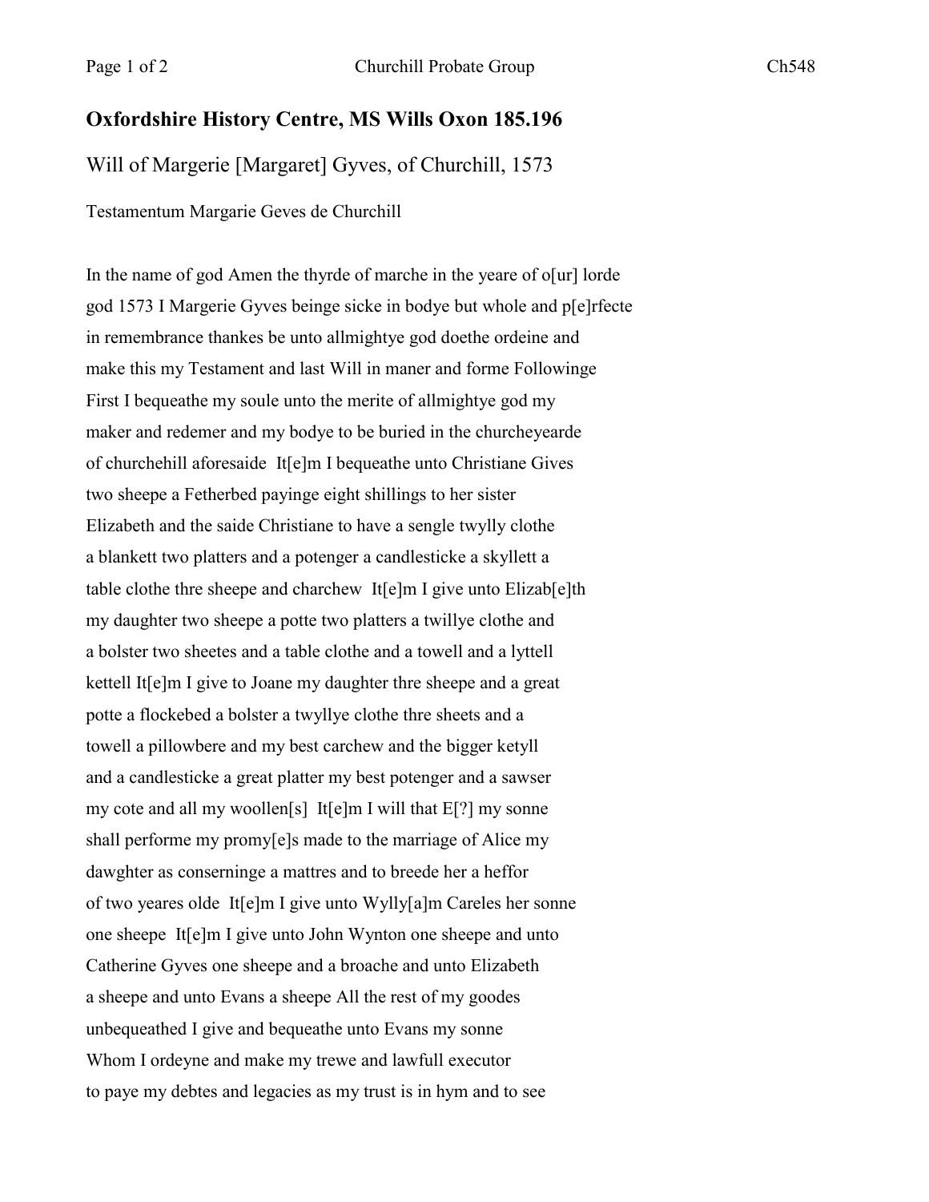**Oxfordshire History Centre, MS Wills Oxon 185.196**

Will of Margerie [Margaret] Gyves, of Churchill, 1573

Testamentum Margarie Geves de Churchill

In the name of god Amen the thyrde of marche in the yeare of o[ur] lorde
god 1573 I Margerie Gyves beinge sicke in bodye but whole and p[e]rfecte
in remembrance thankes be unto allmightye god doethe ordeine and
make this my Testament and last Will in maner and forme Followinge
First I bequeathe my soule unto the merite of allmightye god my
maker and redemer and my bodye to be buried in the churcheyearde
of churchehill aforesaide It[e]m I bequeathe unto Christiane Gives
two sheepe a Fetherbed payinge eight shillings to her sister
Elizabeth and the saide Christiane to have a sengle twylly clothe
a blankett two platters and a potenger a candlesticke a skyllett a
table clothe thre sheepe and charchew It[e]m I give unto Elizab[e]th
my daughter two sheepe a potte two platters a twillye clothe and
a bolster two sheetes and a table clothe and a towell and a lyttell
kettell It[e]m I give to Joane my daughter thre sheepe and a great
potte a flockebed a bolster a twyllye clothe thre sheets and a
towell a pillowbere and my best carchew and the bigger ketyll
and a candlesticke a great platter my best potenger and a sawser
my cote and all my woollen[s] It[e]m I will that E[?] my sonne
shall performe my promy[e]s made to the marriage of Alice my
dawghter as conserninge a mattres and to breede her a heffor
of two yeares olde It[e]m I give unto Wylly[a]m Careles her sonne
one sheepe It[e]m I give unto John Wynton one sheepe and unto
Catherine Gyves one sheepe and a broache and unto Elizabeth
a sheepe and unto Evans a sheepe All the rest of my goodes
unbequeathed I give and bequeathe unto Evans my sonne
Whom I ordeyne and make my trewe and lawfull executor
to paye my debtes and legacies as my trust is in hym and to see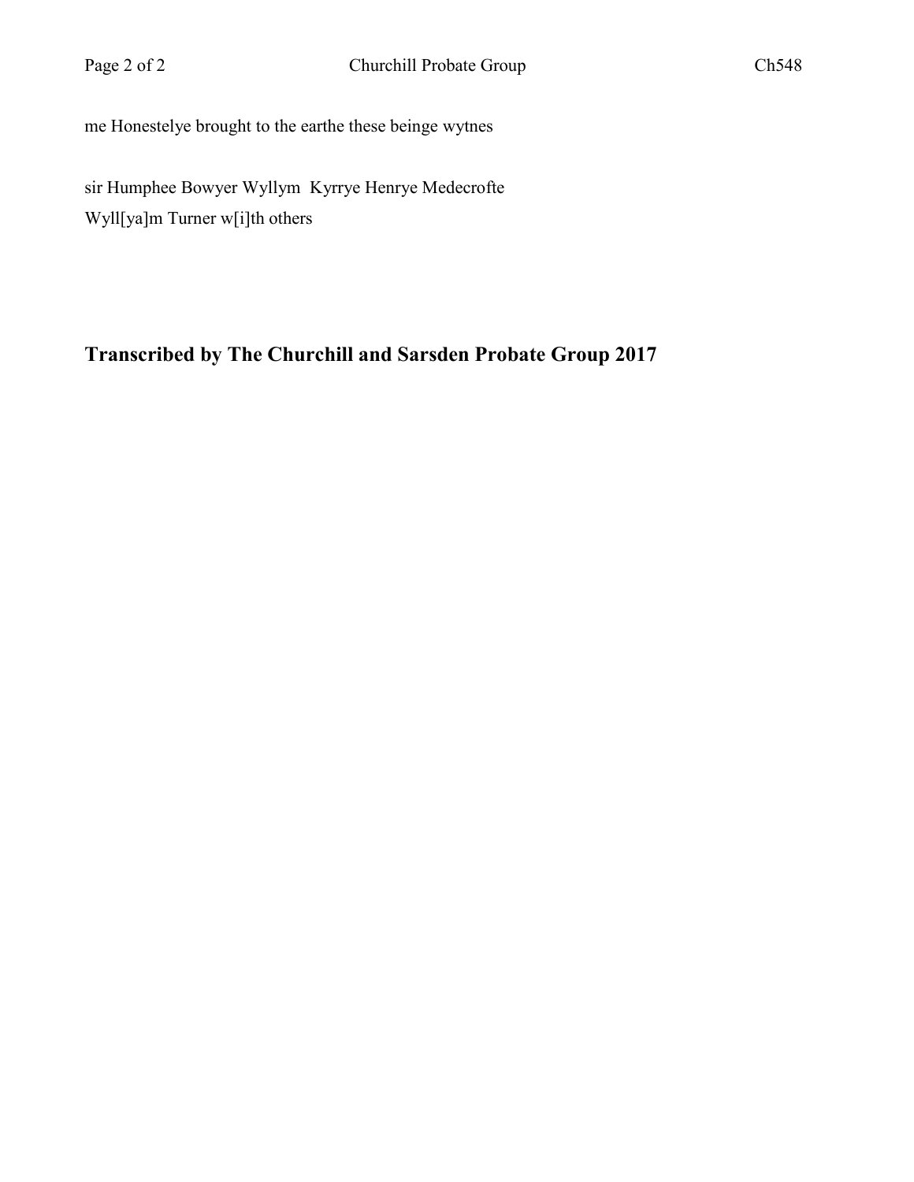me Honestelye brought to the earthe these beinge wytnes

sir Humphee Bowyer Wyllym  Kyrrye Henrye Medecrofte
Wyll[ya]m Turner w[i]th others

**Transcribed by The Churchill and Sarsden Probate Group 2017**